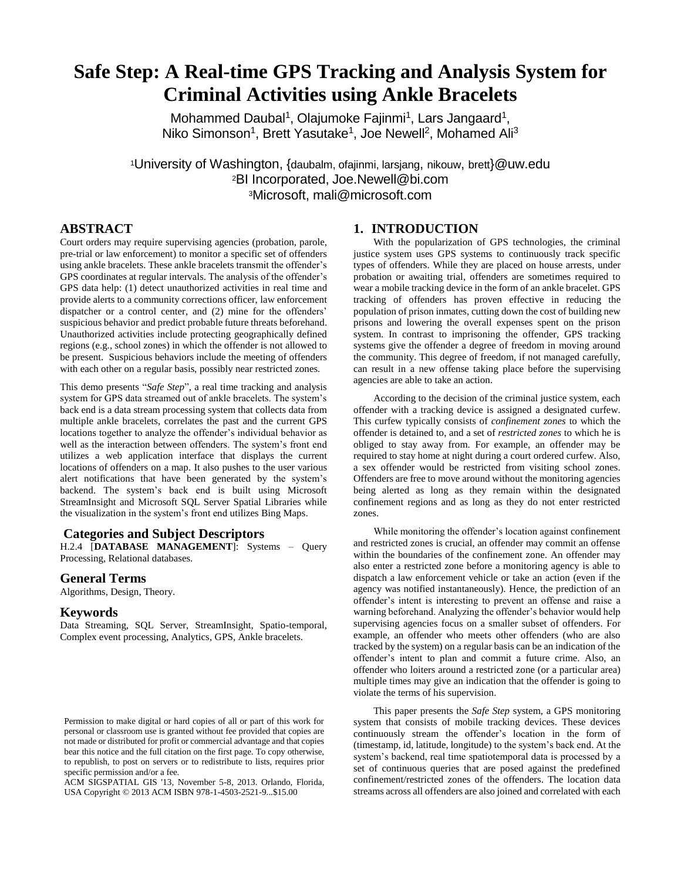# Safe Step: A Real-time GPS Tracking and Analysis System for Criminal Activities using Ankle Bracelets

Mohammed Daubal[1], Olajumoke Fajinmi[1], Lars Jangaard[1], Niko Simonson[1], Brett Yasutake[1], Joe Newell[2], Mohamed Ali[3]

[1]University of Washington, {daubalm, ofajinmi, larsjang, nikouw, brett}@uw.edu
[2]BI Incorporated, Joe.Newell@bi.com
[3]Microsoft, mali@microsoft.com

## ABSTRACT

Court orders may require supervising agencies (probation, parole, pre-trial or law enforcement) to monitor a specific set of offenders using ankle bracelets. These ankle bracelets transmit the offender's GPS coordinates at regular intervals. The analysis of the offender's GPS data help: (1) detect unauthorized activities in real time and provide alerts to a community corrections officer, law enforcement dispatcher or a control center, and (2) mine for the offenders' suspicious behavior and predict probable future threats beforehand. Unauthorized activities include protecting geographically defined regions (e.g., school zones) in which the offender is not allowed to be present. Suspicious behaviors include the meeting of offenders with each other on a regular basis, possibly near restricted zones.

This demo presents "*Safe Step*", a real time tracking and analysis system for GPS data streamed out of ankle bracelets. The system's back end is a data stream processing system that collects data from multiple ankle bracelets, correlates the past and the current GPS locations together to analyze the offender's individual behavior as well as the interaction between offenders. The system's front end utilizes a web application interface that displays the current locations of offenders on a map. It also pushes to the user various alert notifications that have been generated by the system's backend. The system's back end is built using Microsoft StreamInsight and Microsoft SQL Server Spatial Libraries while the visualization in the system's front end utilizes Bing Maps.

### Categories and Subject Descriptors

H.2.4 [**DATABASE MANAGEMENT**]: Systems – Query Processing, Relational databases.

### General Terms

Algorithms, Design, Theory.

### Keywords

Data Streaming, SQL Server, StreamInsight, Spatio-temporal, Complex event processing, Analytics, GPS, Ankle bracelets.

Permission to make digital or hard copies of all or part of this work for personal or classroom use is granted without fee provided that copies are not made or distributed for profit or commercial advantage and that copies bear this notice and the full citation on the first page. To copy otherwise, to republish, to post on servers or to redistribute to lists, requires prior specific permission and/or a fee.
ACM SIGSPATIAL GIS '13, November 5-8, 2013. Orlando, Florida, USA Copyright © 2013 ACM ISBN 978-1-4503-2521-9...$15.00

## 1. INTRODUCTION

With the popularization of GPS technologies, the criminal justice system uses GPS systems to continuously track specific types of offenders. While they are placed on house arrests, under probation or awaiting trial, offenders are sometimes required to wear a mobile tracking device in the form of an ankle bracelet. GPS tracking of offenders has proven effective in reducing the population of prison inmates, cutting down the cost of building new prisons and lowering the overall expenses spent on the prison system. In contrast to imprisoning the offender, GPS tracking systems give the offender a degree of freedom in moving around the community. This degree of freedom, if not managed carefully, can result in a new offense taking place before the supervising agencies are able to take an action.

According to the decision of the criminal justice system, each offender with a tracking device is assigned a designated curfew. This curfew typically consists of *confinement zones* to which the offender is detained to, and a set of *restricted zones* to which he is obliged to stay away from. For example, an offender may be required to stay home at night during a court ordered curfew. Also, a sex offender would be restricted from visiting school zones. Offenders are free to move around without the monitoring agencies being alerted as long as they remain within the designated confinement regions and as long as they do not enter restricted zones.

While monitoring the offender's location against confinement and restricted zones is crucial, an offender may commit an offense within the boundaries of the confinement zone. An offender may also enter a restricted zone before a monitoring agency is able to dispatch a law enforcement vehicle or take an action (even if the agency was notified instantaneously). Hence, the prediction of an offender's intent is interesting to prevent an offense and raise a warning beforehand. Analyzing the offender's behavior would help supervising agencies focus on a smaller subset of offenders. For example, an offender who meets other offenders (who are also tracked by the system) on a regular basis can be an indication of the offender's intent to plan and commit a future crime. Also, an offender who loiters around a restricted zone (or a particular area) multiple times may give an indication that the offender is going to violate the terms of his supervision.

This paper presents the *Safe Step* system, a GPS monitoring system that consists of mobile tracking devices. These devices continuously stream the offender's location in the form of (timestamp, id, latitude, longitude) to the system's back end. At the system's backend, real time spatiotemporal data is processed by a set of continuous queries that are posed against the predefined confinement/restricted zones of the offenders. The location data streams across all offenders are also joined and correlated with each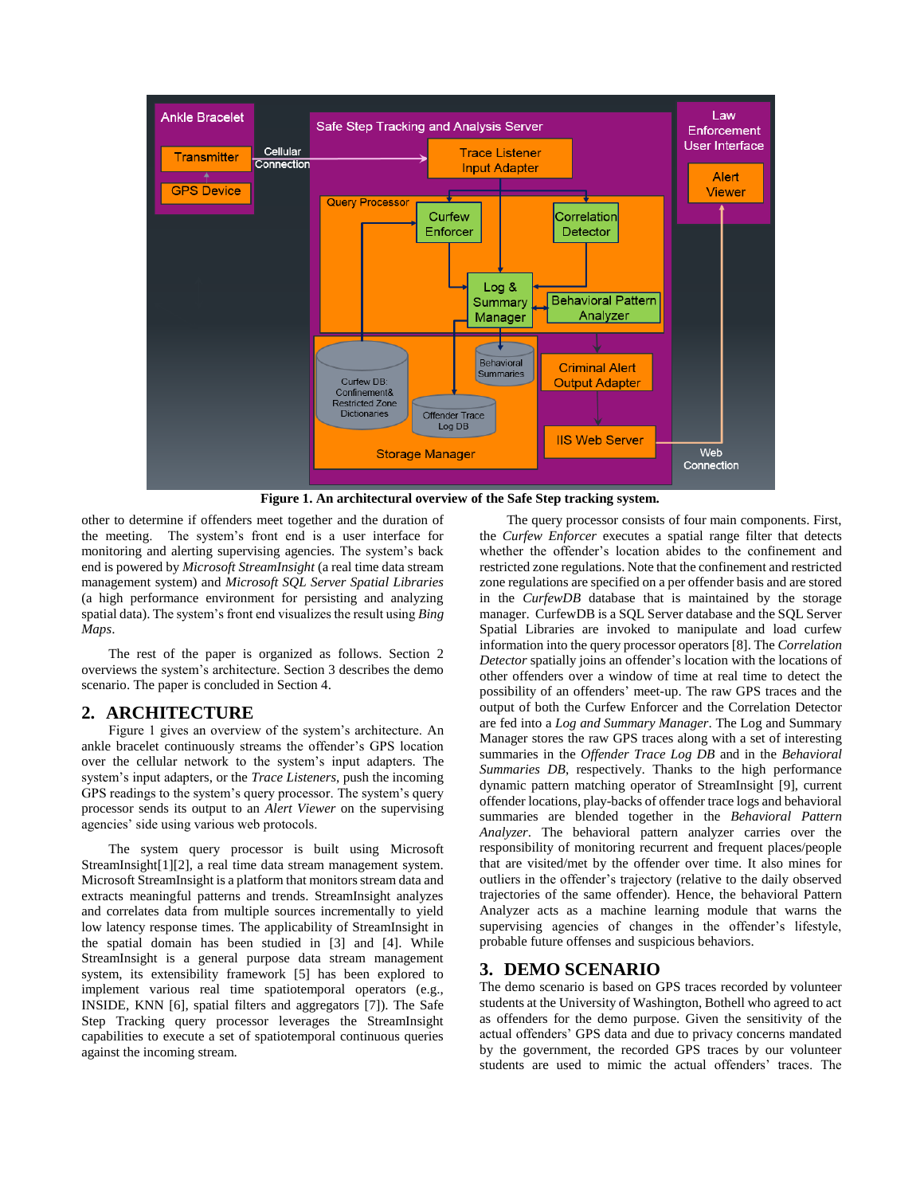**Figure 1. An architectural overview of the Safe Step tracking system.**

other to determine if offenders meet together and the duration of the meeting. The system's front end is a user interface for monitoring and alerting supervising agencies. The system's back end is powered by *Microsoft StreamInsight* (a real time data stream management system) and *Microsoft SQL Server Spatial Libraries* (a high performance environment for persisting and analyzing spatial data). The system's front end visualizes the result using *Bing Maps*.

The rest of the paper is organized as follows. Section 2 overviews the system's architecture. Section 3 describes the demo scenario. The paper is concluded in Section 4.

## 2. ARCHITECTURE

Figure 1 gives an overview of the system's architecture. An ankle bracelet continuously streams the offender's GPS location over the cellular network to the system's input adapters. The system's input adapters, or the *Trace Listeners*, push the incoming GPS readings to the system's query processor. The system's query processor sends its output to an *Alert Viewer* on the supervising agencies' side using various web protocols.

The system query processor is built using Microsoft StreamInsight[1][2], a real time data stream management system. Microsoft StreamInsight is a platform that monitors stream data and extracts meaningful patterns and trends. StreamInsight analyzes and correlates data from multiple sources incrementally to yield low latency response times. The applicability of StreamInsight in the spatial domain has been studied in [3] and [4]. While StreamInsight is a general purpose data stream management system, its extensibility framework [5] has been explored to implement various real time spatiotemporal operators (e.g., INSIDE, KNN [6], spatial filters and aggregators [7]). The Safe Step Tracking query processor leverages the StreamInsight capabilities to execute a set of spatiotemporal continuous queries against the incoming stream.

The query processor consists of four main components. First, the *Curfew Enforcer* executes a spatial range filter that detects whether the offender's location abides to the confinement and restricted zone regulations. Note that the confinement and restricted zone regulations are specified on a per offender basis and are stored in the *CurfewDB* database that is maintained by the storage manager. CurfewDB is a SQL Server database and the SQL Server Spatial Libraries are invoked to manipulate and load curfew information into the query processor operators [8]. The *Correlation Detector* spatially joins an offender's location with the locations of other offenders over a window of time at real time to detect the possibility of an offenders' meet-up. The raw GPS traces and the output of both the Curfew Enforcer and the Correlation Detector are fed into a *Log and Summary Manager*. The Log and Summary Manager stores the raw GPS traces along with a set of interesting summaries in the *Offender Trace Log DB* and in the *Behavioral Summaries DB*, respectively. Thanks to the high performance dynamic pattern matching operator of StreamInsight [9], current offender locations, play-backs of offender trace logs and behavioral summaries are blended together in the *Behavioral Pattern Analyzer*. The behavioral pattern analyzer carries over the responsibility of monitoring recurrent and frequent places/people that are visited/met by the offender over time. It also mines for outliers in the offender's trajectory (relative to the daily observed trajectories of the same offender). Hence, the behavioral Pattern Analyzer acts as a machine learning module that warns the supervising agencies of changes in the offender's lifestyle, probable future offenses and suspicious behaviors.

## 3. DEMO SCENARIO

The demo scenario is based on GPS traces recorded by volunteer students at the University of Washington, Bothell who agreed to act as offenders for the demo purpose. Given the sensitivity of the actual offenders' GPS data and due to privacy concerns mandated by the government, the recorded GPS traces by our volunteer students are used to mimic the actual offenders' traces. The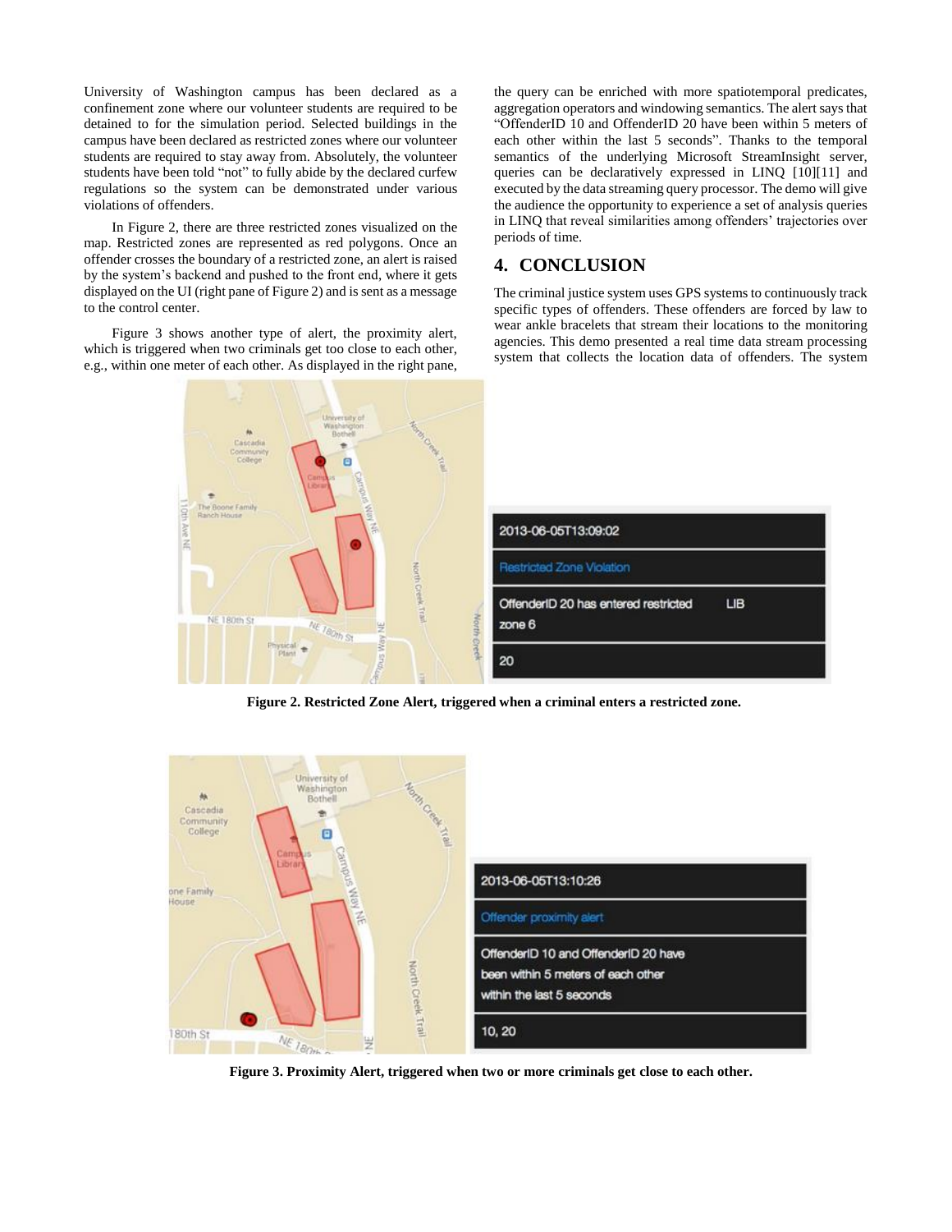University of Washington campus has been declared as a confinement zone where our volunteer students are required to be detained to for the simulation period. Selected buildings in the campus have been declared as restricted zones where our volunteer students are required to stay away from. Absolutely, the volunteer students have been told "not" to fully abide by the declared curfew regulations so the system can be demonstrated under various violations of offenders.

In Figure 2, there are three restricted zones visualized on the map. Restricted zones are represented as red polygons. Once an offender crosses the boundary of a restricted zone, an alert is raised by the system's backend and pushed to the front end, where it gets displayed on the UI (right pane of Figure 2) and is sent as a message to the control center.

Figure 3 shows another type of alert, the proximity alert, which is triggered when two criminals get too close to each other, e.g., within one meter of each other. As displayed in the right pane, the query can be enriched with more spatiotemporal predicates, aggregation operators and windowing semantics. The alert says that "OffenderID 10 and OffenderID 20 have been within 5 meters of each other within the last 5 seconds". Thanks to the temporal semantics of the underlying Microsoft StreamInsight server, queries can be declaratively expressed in LINQ [10][11] and executed by the data streaming query processor. The demo will give the audience the opportunity to experience a set of analysis queries in LINQ that reveal similarities among offenders' trajectories over periods of time.

## 4. CONCLUSION

The criminal justice system uses GPS systems to continuously track specific types of offenders. These offenders are forced by law to wear ankle bracelets that stream their locations to the monitoring agencies. This demo presented a real time data stream processing system that collects the location data of offenders. The system

2013-06-05T13:09:02

Restricted Zone Violation

OffenderID 20 has entered restricted zone 6 LIB

20

**Figure 2. Restricted Zone Alert, triggered when a criminal enters a restricted zone.**

2013-06-05T13:10:26

Offender proximity alert

OffenderID 10 and OffenderID 20 have been within 5 meters of each other within the last 5 seconds

10, 20

**Figure 3. Proximity Alert, triggered when two or more criminals get close to each other.**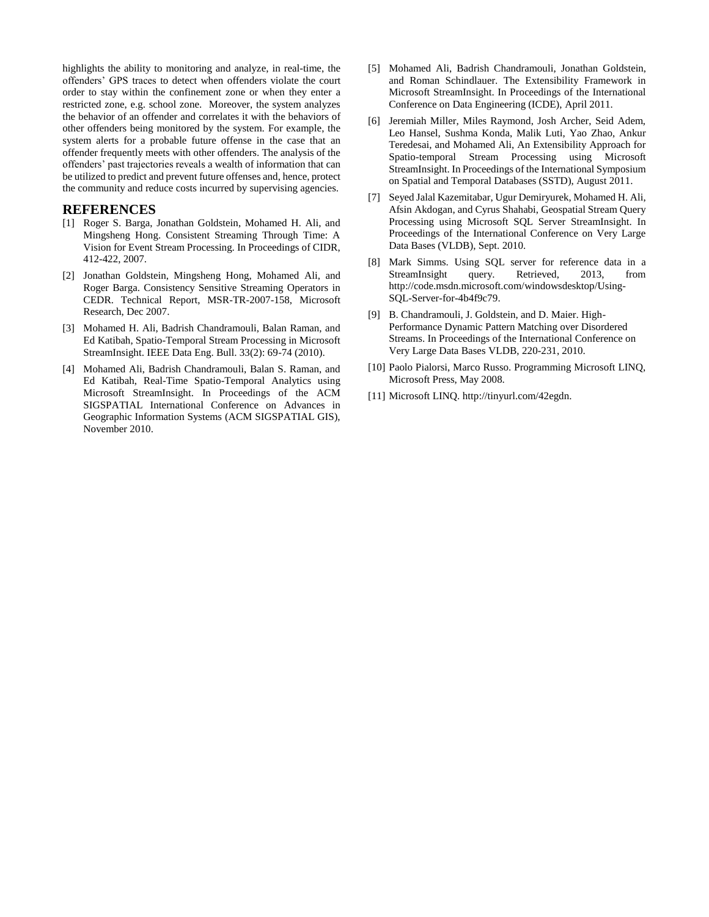highlights the ability to monitoring and analyze, in real-time, the offenders' GPS traces to detect when offenders violate the court order to stay within the confinement zone or when they enter a restricted zone, e.g. school zone. Moreover, the system analyzes the behavior of an offender and correlates it with the behaviors of other offenders being monitored by the system. For example, the system alerts for a probable future offense in the case that an offender frequently meets with other offenders. The analysis of the offenders' past trajectories reveals a wealth of information that can be utilized to predict and prevent future offenses and, hence, protect the community and reduce costs incurred by supervising agencies.

## REFERENCES

[1] Roger S. Barga, Jonathan Goldstein, Mohamed H. Ali, and Mingsheng Hong. Consistent Streaming Through Time: A Vision for Event Stream Processing. In Proceedings of CIDR, 412-422, 2007.

[2] Jonathan Goldstein, Mingsheng Hong, Mohamed Ali, and Roger Barga. Consistency Sensitive Streaming Operators in CEDR. Technical Report, MSR-TR-2007-158, Microsoft Research, Dec 2007.

[3] Mohamed H. Ali, Badrish Chandramouli, Balan Raman, and Ed Katibah, Spatio-Temporal Stream Processing in Microsoft StreamInsight. IEEE Data Eng. Bull. 33(2): 69-74 (2010).

[4] Mohamed Ali, Badrish Chandramouli, Balan S. Raman, and Ed Katibah, Real-Time Spatio-Temporal Analytics using Microsoft StreamInsight. In Proceedings of the ACM SIGSPATIAL International Conference on Advances in Geographic Information Systems (ACM SIGSPATIAL GIS), November 2010.

[5] Mohamed Ali, Badrish Chandramouli, Jonathan Goldstein, and Roman Schindlauer. The Extensibility Framework in Microsoft StreamInsight. In Proceedings of the International Conference on Data Engineering (ICDE), April 2011.

[6] Jeremiah Miller, Miles Raymond, Josh Archer, Seid Adem, Leo Hansel, Sushma Konda, Malik Luti, Yao Zhao, Ankur Teredesai, and Mohamed Ali, An Extensibility Approach for Spatio-temporal Stream Processing using Microsoft StreamInsight. In Proceedings of the International Symposium on Spatial and Temporal Databases (SSTD), August 2011.

[7] Seyed Jalal Kazemitabar, Ugur Demiryurek, Mohamed H. Ali, Afsin Akdogan, and Cyrus Shahabi, Geospatial Stream Query Processing using Microsoft SQL Server StreamInsight. In Proceedings of the International Conference on Very Large Data Bases (VLDB), Sept. 2010.

[8] Mark Simms. Using SQL server for reference data in a StreamInsight query. Retrieved, 2013, from http://code.msdn.microsoft.com/windowsdesktop/Using-SQL-Server-for-4b4f9c79.

[9] B. Chandramouli, J. Goldstein, and D. Maier. High-Performance Dynamic Pattern Matching over Disordered Streams. In Proceedings of the International Conference on Very Large Data Bases VLDB, 220-231, 2010.

[10] Paolo Pialorsi, Marco Russo. Programming Microsoft LINQ, Microsoft Press, May 2008.

[11] Microsoft LINQ. http://tinyurl.com/42egdn.